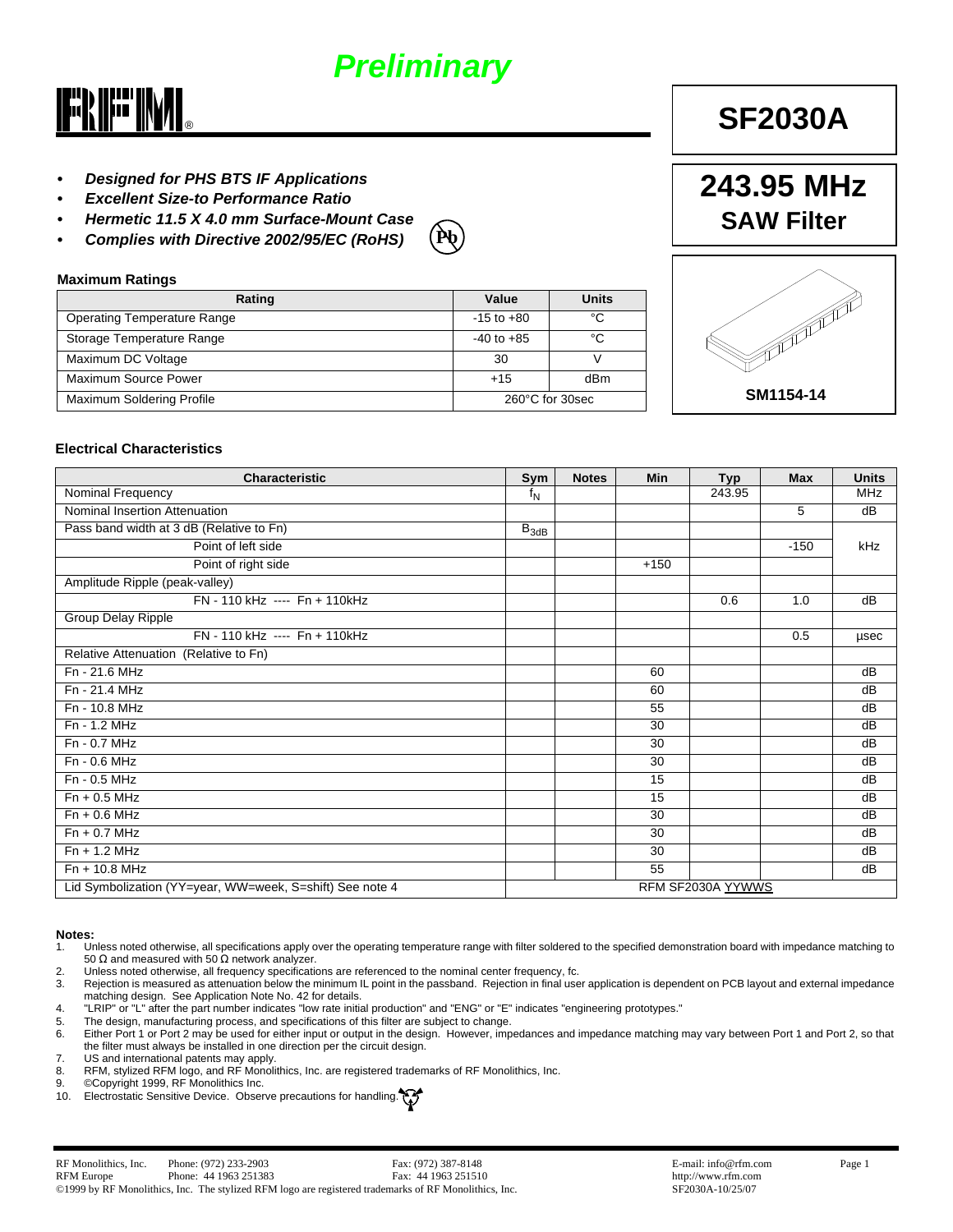*Preliminary*

# SF2030A

## 243.95 MHz
## SAW Filter

- ***Designed for PHS BTS IF Applications***
- ***Excellent Size-to-Performance Ratio***
- ***Hermetic 11.5 X 4.0 mm Surface-Mount Case***
- ***Complies with Directive 2002/95/EC (RoHS)***

Pb

SM1154-14

### Maximum Ratings

| Rating | Value | Units |
|---|---|---|
| Operating Temperature Range | -15 to +80 | °C |
| Storage Temperature Range | -40 to +85 | °C |
| Maximum DC Voltage | 30 | V |
| Maximum Source Power | +15 | dBm |
| Maximum Soldering Profile | 260°C for 30sec | |

### Electrical Characteristics

| Characteristic | Sym | Notes | Min | Typ | Max | Units |
|---|---|---|---|---|---|---|
| Nominal Frequency | $f_N$ | | | 243.95 | | MHz |
| Nominal Insertion Attenuation | | | | | 5 | dB |
| Pass band width at 3 dB (Relative to Fn) | $B_{3dB}$ | | | | | |
| Point of left side | | | | | -150 | kHz |
| Point of right side | | | +150 | | | kHz |
| Amplitude Ripple (peak-valley) | | | | | | |
| FN - 110 kHz ---- Fn + 110kHz | | | | 0.6 | 1.0 | dB |
| Group Delay Ripple | | | | | | |
| FN - 110 kHz ---- Fn + 110kHz | | | | | 0.5 | µsec |
| Relative Attenuation (Relative to Fn) | | | | | | |
| Fn - 21.6 MHz | | | 60 | | | dB |
| Fn - 21.4 MHz | | | 60 | | | dB |
| Fn - 10.8 MHz | | | 55 | | | dB |
| Fn - 1.2 MHz | | | 30 | | | dB |
| Fn - 0.7 MHz | | | 30 | | | dB |
| Fn - 0.6 MHz | | | 30 | | | dB |
| Fn - 0.5 MHz | | | 15 | | | dB |
| Fn + 0.5 MHz | | | 15 | | | dB |
| Fn + 0.6 MHz | | | 30 | | | dB |
| Fn + 0.7 MHz | | | 30 | | | dB |
| Fn + 1.2 MHz | | | 30 | | | dB |
| Fn + 10.8 MHz | | | 55 | | | dB |
| Lid Symbolization (YY=year, WW=week, S=shift) See note 4 | RFM SF2030A YYWWS | | | | | |

**Notes:**

1. Unless noted otherwise, all specifications apply over the operating temperature range with filter soldered to the specified demonstration board with impedance matching to 50 Ω and measured with 50 Ω network analyzer.
2. Unless noted otherwise, all frequency specifications are referenced to the nominal center frequency, fc.
3. Rejection is measured as attenuation below the minimum IL point in the passband. Rejection in final user application is dependent on PCB layout and external impedance matching design. See Application Note No. 42 for details.
4. "LRIP" or "L" after the part number indicates "low rate initial production" and "ENG" or "E" indicates "engineering prototypes."
5. The design, manufacturing process, and specifications of this filter are subject to change.
6. Either Port 1 or Port 2 may be used for either input or output in the design. However, impedances and impedance matching may vary between Port 1 and Port 2, so that the filter must always be installed in one direction per the circuit design.
7. US and international patents may apply.
8. RFM, stylized RFM logo, and RF Monolithics, Inc. are registered trademarks of RF Monolithics, Inc.
9. ©Copyright 1999, RF Monolithics Inc.
10. Electrostatic Sensitive Device. Observe precautions for handling.

RF Monolithics, Inc. Phone: (972) 233-2903 Fax: (972) 387-8148 E-mail: info@rfm.com
RFM Europe Phone: 44 1963 251383 Fax: 44 1963 251510 http://www.rfm.com
©1999 by RF Monolithics, Inc. The stylized RFM logo are registered trademarks of RF Monolithics, Inc. SF2030A-10/25/07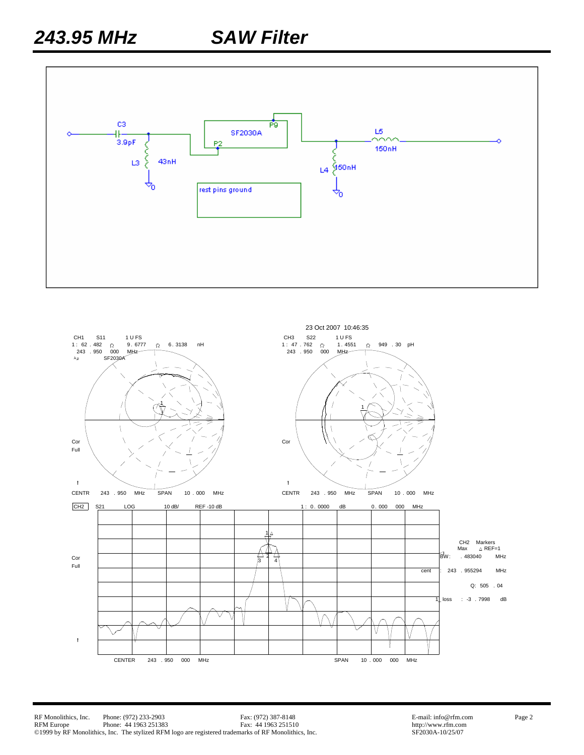# 243.95 MHz SAW Filter

C3 3.9pF

L3 43nH

SF2030A

P2

P9

L5 150nH

L4 150nH

rest pins ground

23 Oct 2007 10:46:35

CH1 S11 1 U FS
1: 62.482 Ω 9.6777 Ω 6.3138 nH
243.950 000 MHz
SF2030A

Cor
Full

CENTR 243.950 MHz SPAN 10.000 MHz

CH3 S22 1 U FS
1: 47.762 Ω 1.4551 Ω 949.30 pH
243.950 000 MHz

Cor

CENTR 243.950 MHz SPAN 10.000 MHz

CH2 S21 LOG 10 dB/ REF -10 dB 1: 0.0000 dB 0.000 000 MHz

Cor
Full

CH2 Markers
Max △ REF=1
BW: .483040 MHz
cent: 243.955294 MHz
Q: 505.04
1_loss: -3.7998 dB

CENTER 243.950 000 MHz SPAN 10.000 000 MHz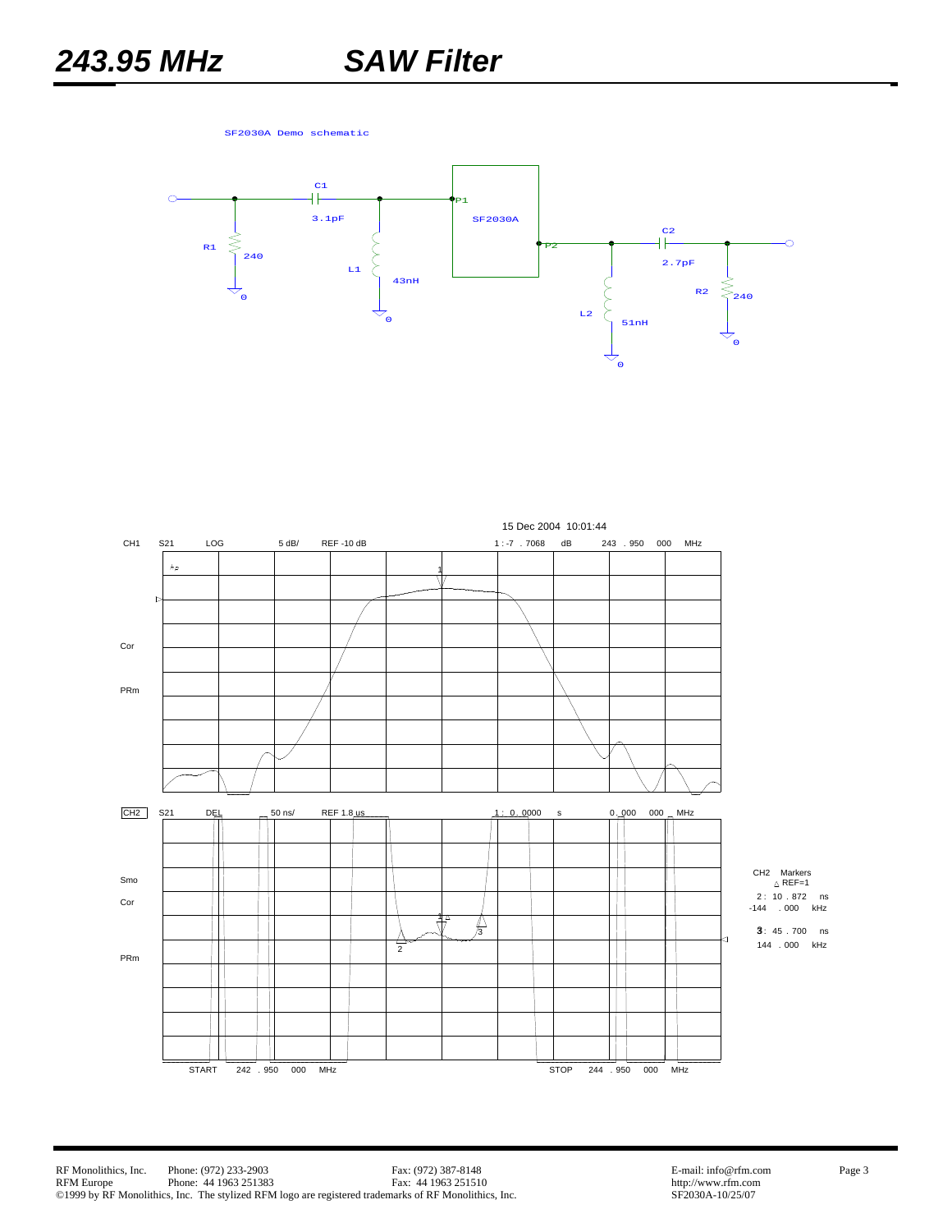# 243.95 MHz SAW Filter

SF2030A Demo schematic

C1 3.1pF

R1 240

L1 43nH

P1

SF2030A

P2

C2 2.7pF

L2 51nH

R2 240

15 Dec 2004 10:01:44

CH1 S21 LOG 5 dB/ REF -10 dB 1 : -7 . 7068 dB 243 . 950 000 MHz

Cor

PRm

CH2 S21 DEL 50 ns/ REF 1.8 us 1 : 0 . 0000 s 0 . 000 000 MHz

Smo

Cor

PRm

CH2 Markers
△ REF=1

2 : 10 . 872 ns
-144 . 000 kHz

3 : 45 . 700 ns
144 . 000 kHz

START 242 . 950 000 MHz STOP 244 . 950 000 MHz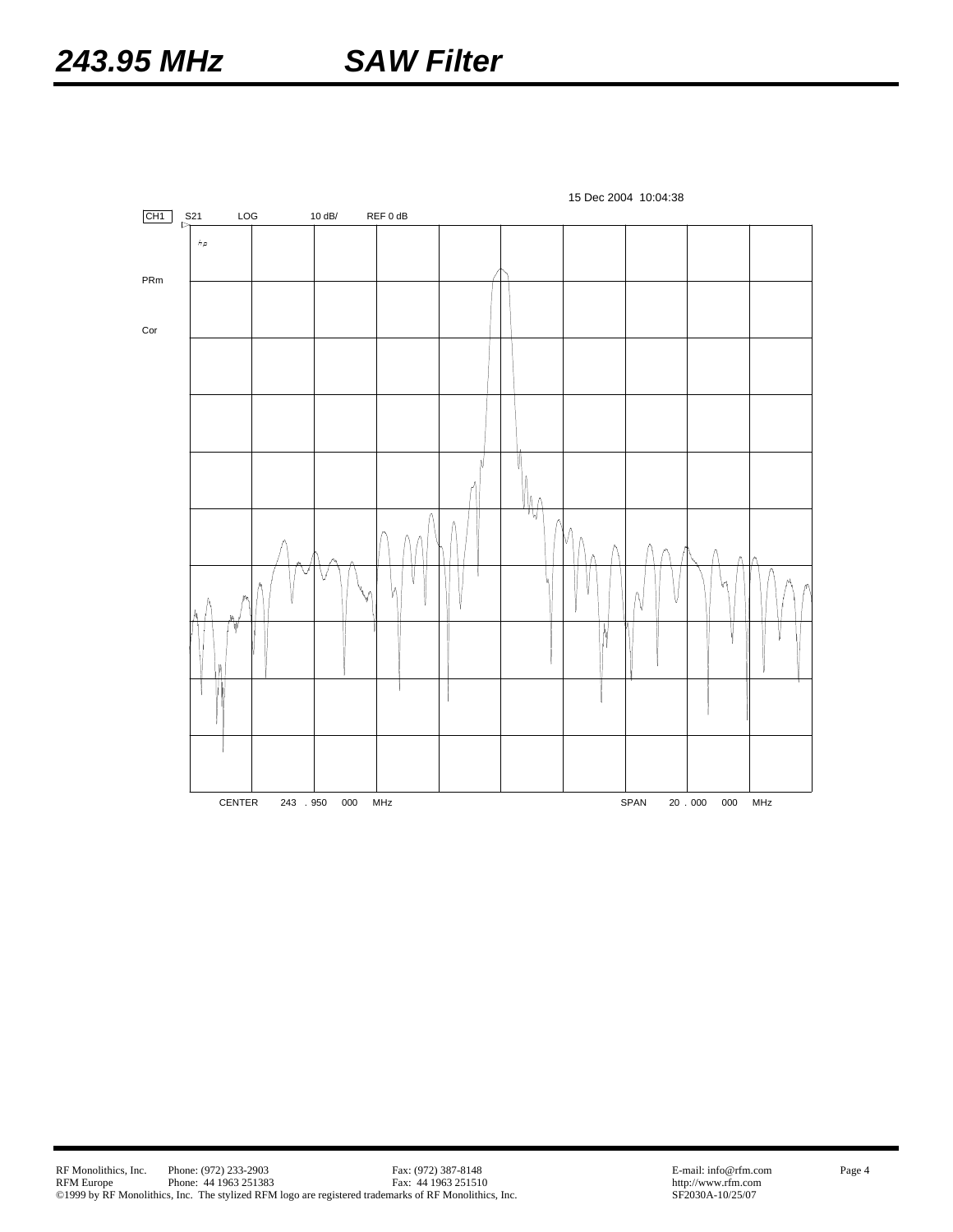# 243.95 MHz SAW Filter

15 Dec 2004 10:04:38

CH1 S21 LOG 10 dB/ REF 0 dB

PRm

Cor

CENTER 243 . 950 000 MHz SPAN 20 . 000 000 MHz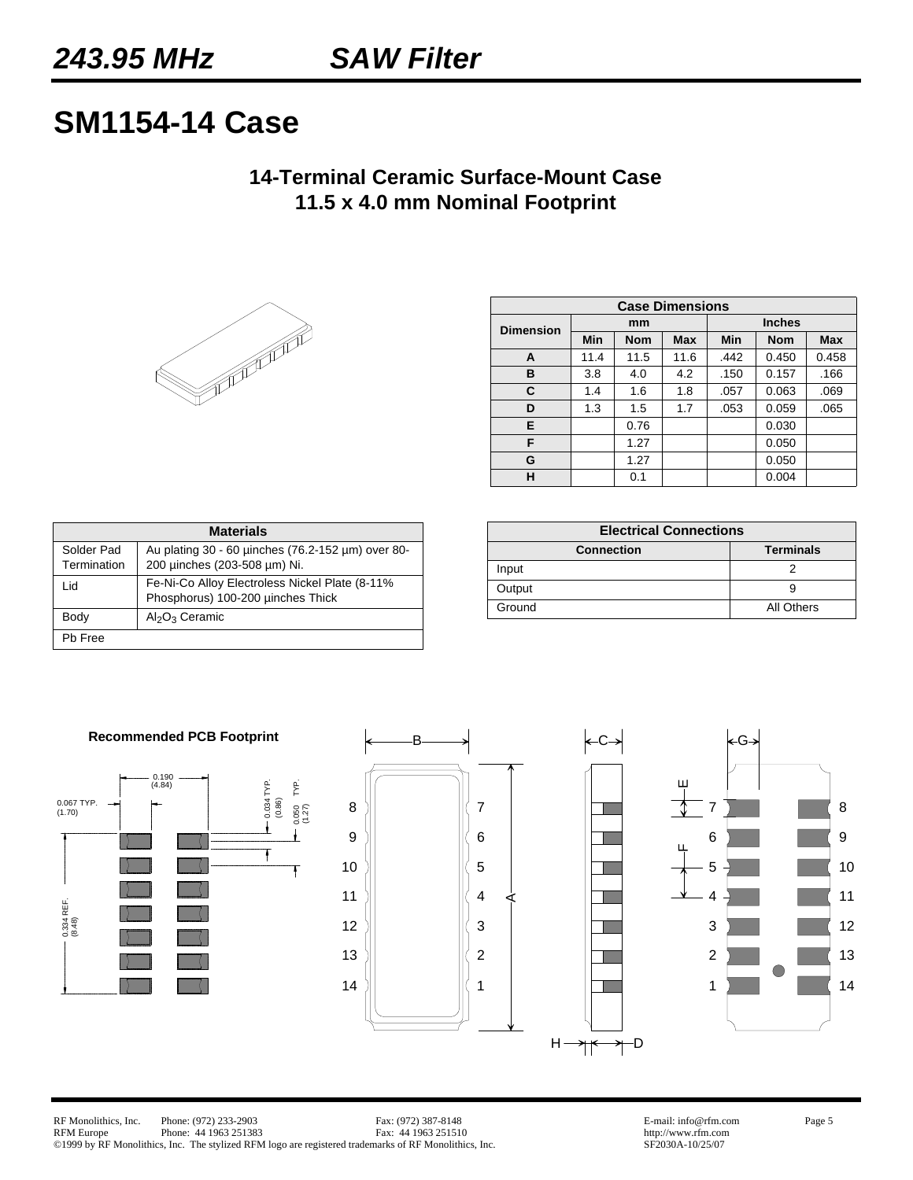# 243.95 MHz SAW Filter

# SM1154-14 Case

## 14-Terminal Ceramic Surface-Mount Case
## 11.5 x 4.0 mm Nominal Footprint

| Case Dimensions | | | | | | |
|---|---|---|---|---|---|---|
| Dimension | mm | | | Inches | | |
| | Min | Nom | Max | Min | Nom | Max |
| A | 11.4 | 11.5 | 11.6 | .442 | 0.450 | 0.458 |
| B | 3.8 | 4.0 | 4.2 | .150 | 0.157 | .166 |
| C | 1.4 | 1.6 | 1.8 | .057 | 0.063 | .069 |
| D | 1.3 | 1.5 | 1.7 | .053 | 0.059 | .065 |
| E | | 0.76 | | | 0.030 | |
| F | | 1.27 | | | 0.050 | |
| G | | 1.27 | | | 0.050 | |
| H | | 0.1 | | | 0.004 | |

| Materials | |
|---|---|
| Solder Pad Termination | Au plating 30 - 60 µinches (76.2-152 µm) over 80-200 µinches (203-508 µm) Ni. |
| Lid | Fe-Ni-Co Alloy Electroless Nickel Plate (8-11% Phosphorus) 100-200 µinches Thick |
| Body | $Al_2O_3$ Ceramic |
| Pb Free | |

| Electrical Connections | |
|---|---|
| Connection | Terminals |
| Input | 2 |
| Output | 9 |
| Ground | All Others |

**Recommended PCB Footprint**

0.190 (4.84)

0.067 TYP. (1.70)

0.034 TYP. (0.86)

0.050 TYP. (1.27)

0.334 REF. (8.48)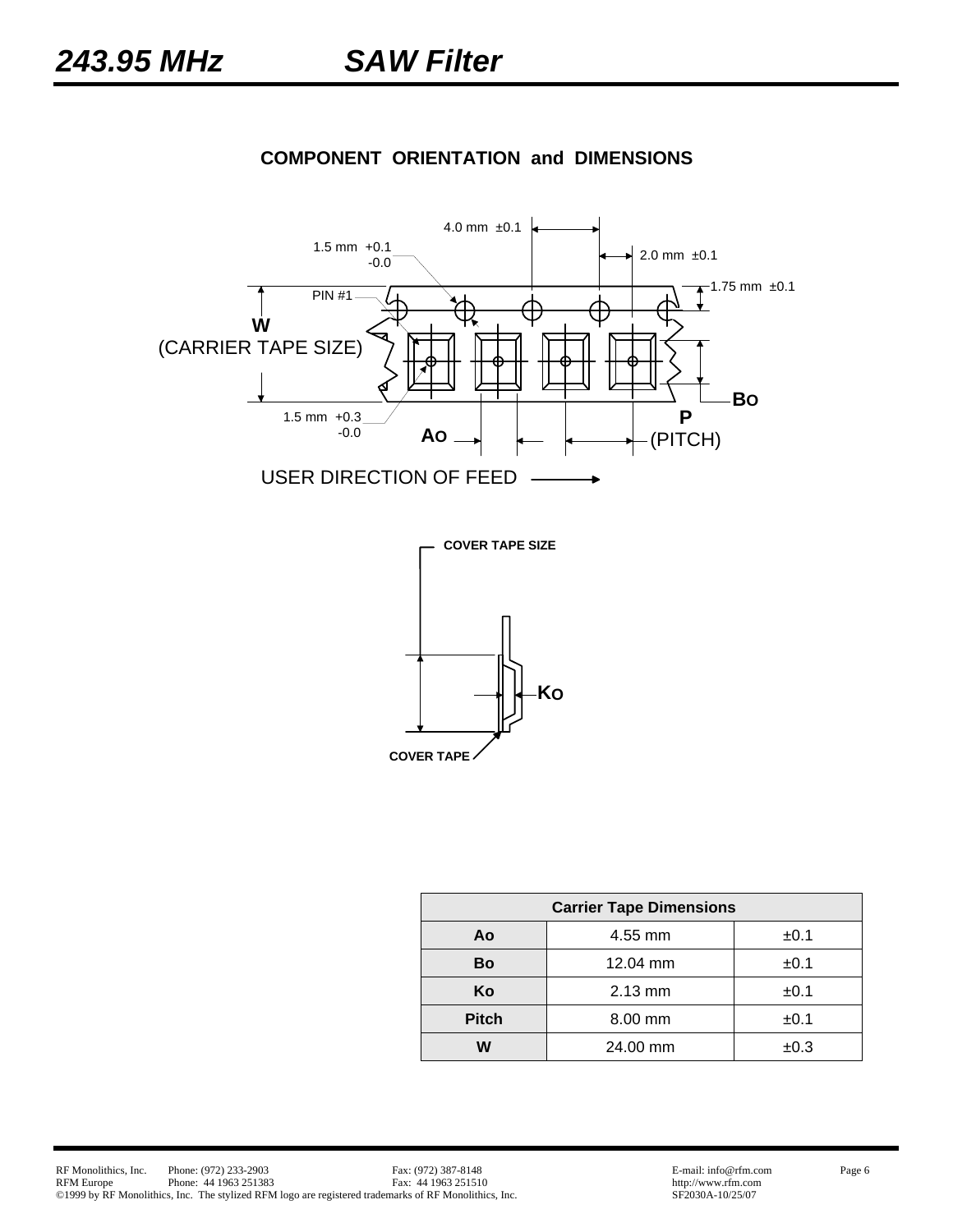# 243.95 MHz SAW Filter

## COMPONENT ORIENTATION and DIMENSIONS

4.0 mm ±0.1

1.5 mm +0.1 -0.0

2.0 mm ±0.1

1.75 mm ±0.1

PIN #1

**W** (CARRIER TAPE SIZE)

**Bo**

1.5 mm +0.3 -0.0

**Ao**

**P** (PITCH)

USER DIRECTION OF FEED

**COVER TAPE SIZE**

**Ko**

**COVER TAPE**

| Carrier Tape Dimensions | | |
|---|---|---|
| **Ao** | 4.55 mm | ±0.1 |
| **Bo** | 12.04 mm | ±0.1 |
| **Ko** | 2.13 mm | ±0.1 |
| **Pitch** | 8.00 mm | ±0.1 |
| **W** | 24.00 mm | ±0.3 |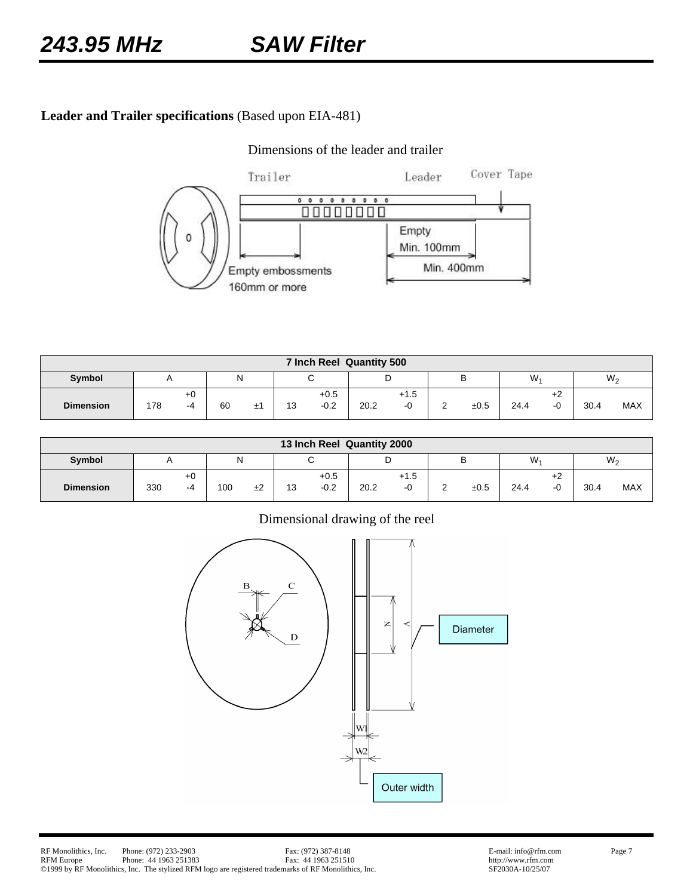**Leader and Trailer specifications** (Based upon EIA-481)

Dimensions of the leader and trailer

| 7 Inch Reel Quantity 500 | | | | | | | |
|---|---|---|---|---|---|---|---|
| Symbol | A | N | C | D | B | $W_1$ | $W_2$ |
| Dimension | 178 +0 -4 | 60 ±1 | 13 +0.5 -0.2 | 20.2 +1.5 -0 | 2 ±0.5 | 24.4 +2 -0 | 30.4 MAX |

| 13 Inch Reel Quantity 2000 | | | | | | | |
|---|---|---|---|---|---|---|---|
| Symbol | A | N | C | D | B | $W_1$ | $W_2$ |
| Dimension | 330 +0 -4 | 100 ±2 | 13 +0.5 -0.2 | 20.2 +1.5 -0 | 2 ±0.5 | 24.4 +2 -0 | 30.4 MAX |

Dimensional drawing of the reel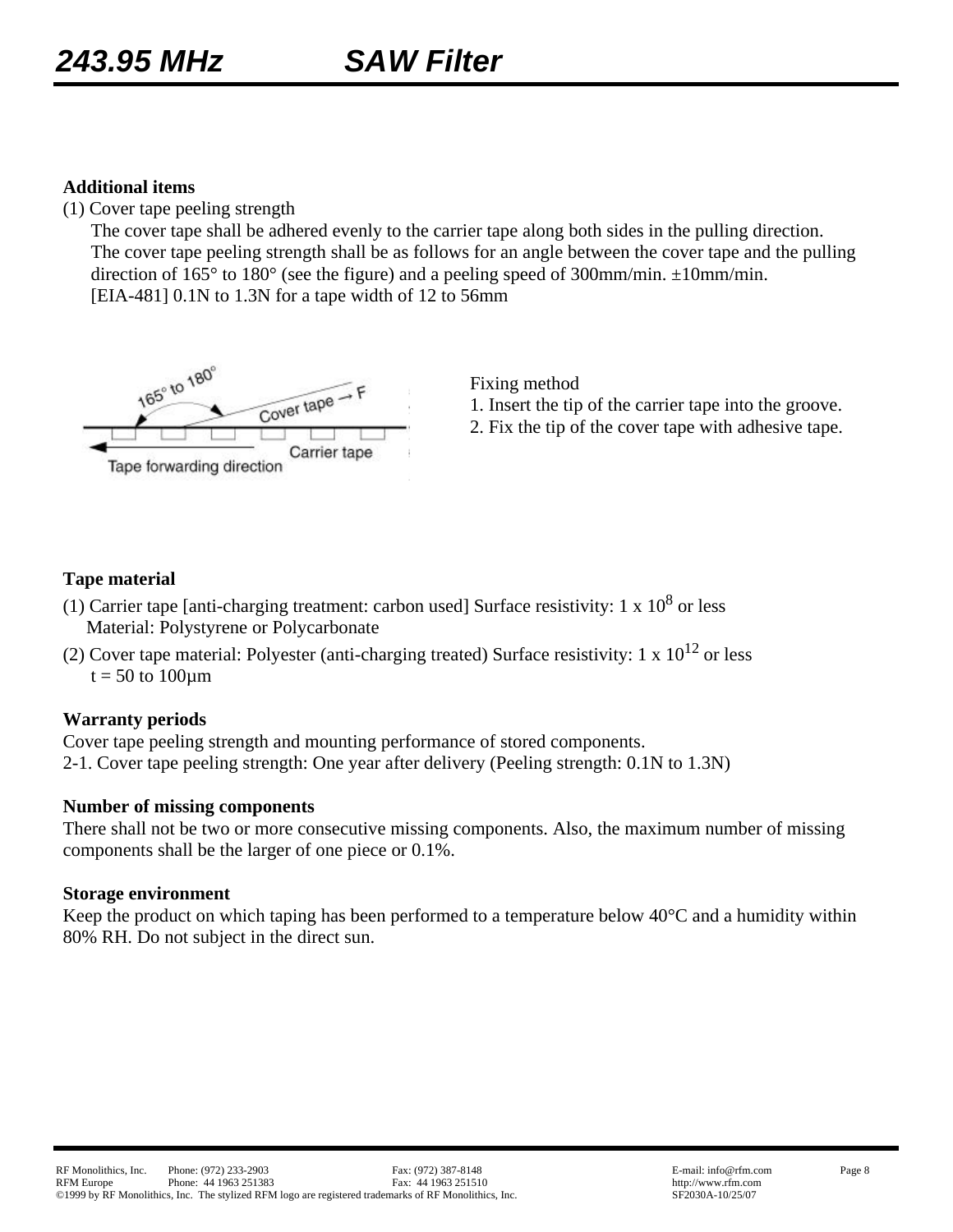# 243.95 MHz SAW Filter

**Additional items**

(1) Cover tape peeling strength

The cover tape shall be adhered evenly to the carrier tape along both sides in the pulling direction.
The cover tape peeling strength shall be as follows for an angle between the cover tape and the pulling direction of 165° to 180° (see the figure) and a peeling speed of 300mm/min. ±10mm/min.
[EIA-481] 0.1N to 1.3N for a tape width of 12 to 56mm

165° to 180°
Cover tape → F
Carrier tape
Tape forwarding direction

Fixing method
1. Insert the tip of the carrier tape into the groove.
2. Fix the tip of the cover tape with adhesive tape.

**Tape material**

(1) Carrier tape [anti-charging treatment: carbon used] Surface resistivity: $1 \times 10^{8}$ or less
Material: Polystyrene or Polycarbonate

(2) Cover tape material: Polyester (anti-charging treated) Surface resistivity: $1 \times 10^{12}$ or less
t = 50 to 100µm

**Warranty periods**

Cover tape peeling strength and mounting performance of stored components.
2-1. Cover tape peeling strength: One year after delivery (Peeling strength: 0.1N to 1.3N)

**Number of missing components**

There shall not be two or more consecutive missing components. Also, the maximum number of missing components shall be the larger of one piece or 0.1%.

**Storage environment**

Keep the product on which taping has been performed to a temperature below 40°C and a humidity within 80% RH. Do not subject in the direct sun.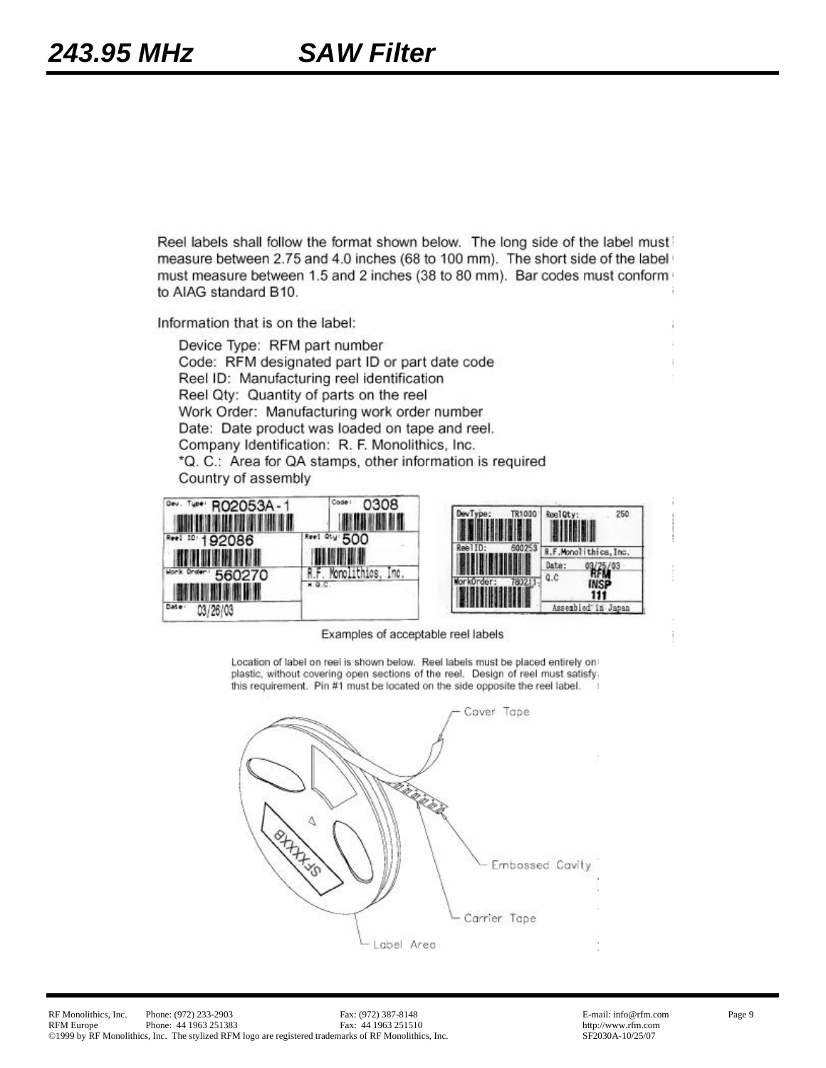# 243.95 MHz SAW Filter

Reel labels shall follow the format shown below. The long side of the label must measure between 2.75 and 4.0 inches (68 to 100 mm). The short side of the label must measure between 1.5 and 2 inches (38 to 80 mm). Bar codes must conform to AIAG standard B10.

Information that is on the label:

- Device Type: RFM part number
- Code: RFM designated part ID or part date code
- Reel ID: Manufacturing reel identification
- Reel Qty: Quantity of parts on the reel
- Work Order: Manufacturing work order number
- Date: Date product was loaded on tape and reel.
- Company Identification: R. F. Monolithics, Inc.
- *Q. C.: Area for QA stamps, other information is required
- Country of assembly

Examples of acceptable reel labels

Location of label on reel is shown below. Reel labels must be placed entirely on plastic, without covering open sections of the reel. Design of reel must satisfy this requirement. Pin #1 must be located on the side opposite the reel label.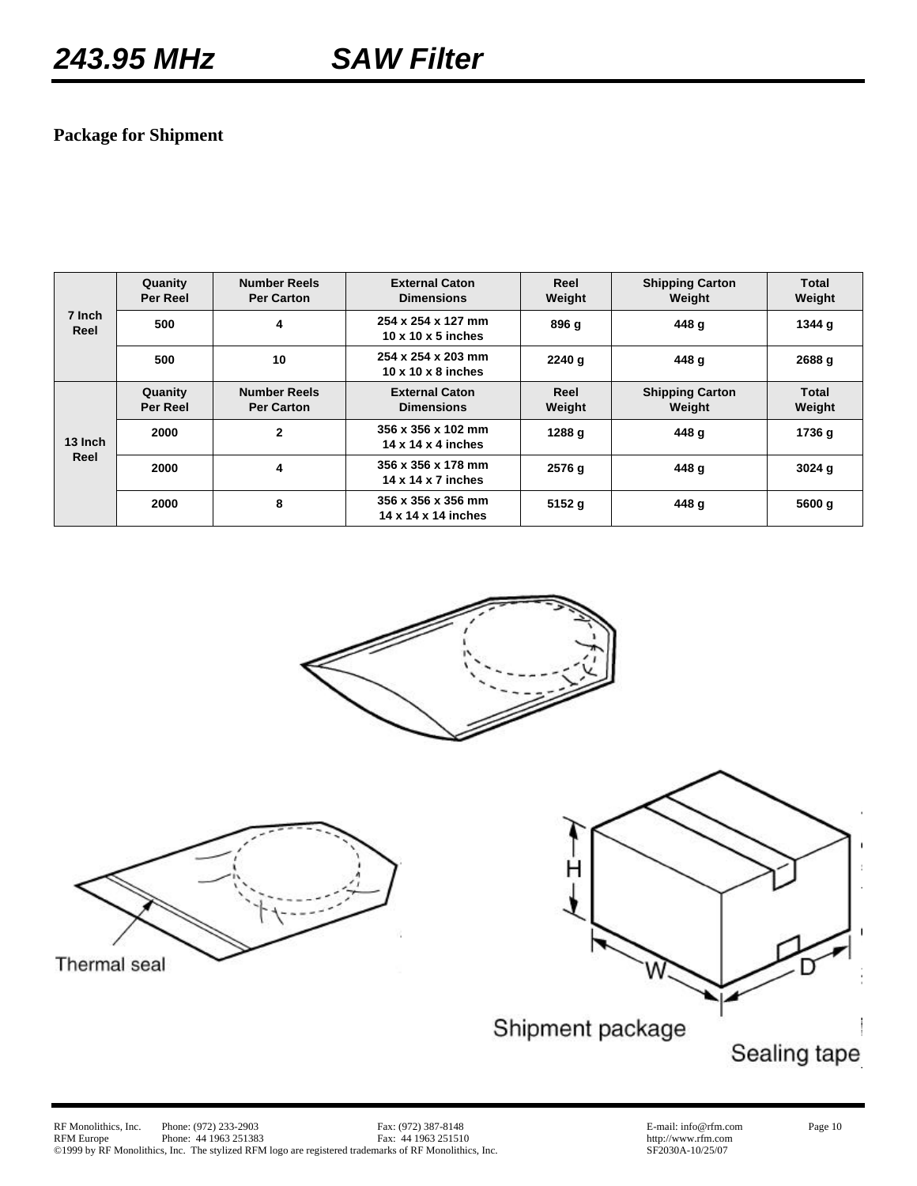# 243.95 MHz SAW Filter

## Package for Shipment

| | Quanity Per Reel | Number Reels Per Carton | External Caton Dimensions | Reel Weight | Shipping Carton Weight | Total Weight |
|---|---|---|---|---|---|---|
| 7 Inch Reel | 500 | 4 | 254 x 254 x 127 mm<br>10 x 10 x 5 inches | 896 g | 448 g | 1344 g |
| | 500 | 10 | 254 x 254 x 203 mm<br>10 x 10 x 8 inches | 2240 g | 448 g | 2688 g |
| 13 Inch Reel | **Quanity Per Reel** | **Number Reels Per Carton** | **External Caton Dimensions** | **Reel Weight** | **Shipping Carton Weight** | **Total Weight** |
| | 2000 | 2 | 356 x 356 x 102 mm<br>14 x 14 x 4 inches | 1288 g | 448 g | 1736 g |
| | 2000 | 4 | 356 x 356 x 178 mm<br>14 x 14 x 7 inches | 2576 g | 448 g | 3024 g |
| | 2000 | 8 | 356 x 356 x 356 mm<br>14 x 14 x 14 inches | 5152 g | 448 g | 5600 g |

Thermal seal

Shipment package

Sealing tape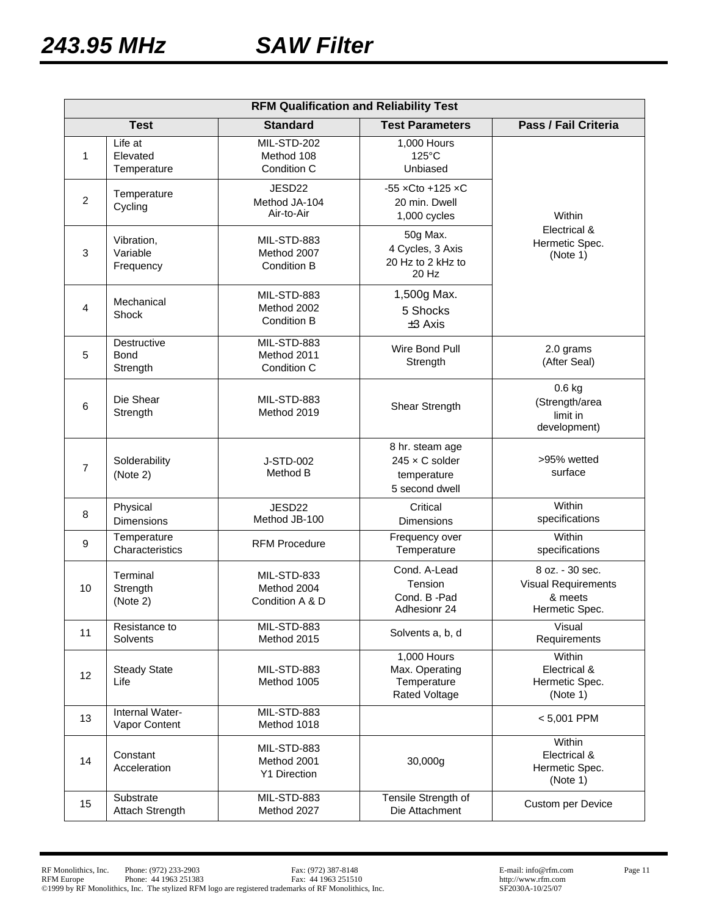# 243.95 MHz SAW Filter

| RFM Qualification and Reliability Test | | | | |
|---|---|---|---|---|
| **Test** | | **Standard** | **Test Parameters** | **Pass / Fail Criteria** |
| 1 | Life at Elevated Temperature | MIL-STD-202 Method 108 Condition C | 1,000 Hours 125°C Unbiased | Within Electrical & Hermetic Spec. (Note 1) |
| 2 | Temperature Cycling | JESD22 Method JA-104 Air-to-Air | -55 ×Cto +125 ×C 20 min. Dwell 1,000 cycles | |
| 3 | Vibration, Variable Frequency | MIL-STD-883 Method 2007 Condition B | 50g Max. 4 Cycles, 3 Axis 20 Hz to 2 kHz to 20 Hz | |
| 4 | Mechanical Shock | MIL-STD-883 Method 2002 Condition B | 1,500g Max. 5 Shocks ±3 Axis | |
| 5 | Destructive Bond Strength | MIL-STD-883 Method 2011 Condition C | Wire Bond Pull Strength | 2.0 grams (After Seal) |
| 6 | Die Shear Strength | MIL-STD-883 Method 2019 | Shear Strength | 0.6 kg (Strength/area limit in development) |
| 7 | Solderability (Note 2) | J-STD-002 Method B | 8 hr. steam age 245 × C solder temperature 5 second dwell | >95% wetted surface |
| 8 | Physical Dimensions | JESD22 Method JB-100 | Critical Dimensions | Within specifications |
| 9 | Temperature Characteristics | RFM Procedure | Frequency over Temperature | Within specifications |
| 10 | Terminal Strength (Note 2) | MIL-STD-833 Method 2004 Condition A & D | Cond. A-Lead Tension Cond. B -Pad Adhesionr 24 | 8 oz. - 30 sec. Visual Requirements & meets Hermetic Spec. |
| 11 | Resistance to Solvents | MIL-STD-883 Method 2015 | Solvents a, b, d | Visual Requirements |
| 12 | Steady State Life | MIL-STD-883 Method 1005 | 1,000 Hours Max. Operating Temperature Rated Voltage | Within Electrical & Hermetic Spec. (Note 1) |
| 13 | Internal Water-Vapor Content | MIL-STD-883 Method 1018 | | < 5,001 PPM |
| 14 | Constant Acceleration | MIL-STD-883 Method 2001 Y1 Direction | 30,000g | Within Electrical & Hermetic Spec. (Note 1) |
| 15 | Substrate Attach Strength | MIL-STD-883 Method 2027 | Tensile Strength of Die Attachment | Custom per Device |

RF Monolithics, Inc. Phone: (972) 233-2903 Fax: (972) 387-8148 E-mail: info@rfm.com
RFM Europe Phone: 44 1963 251383 Fax: 44 1963 251510 http://www.rfm.com
©1999 by RF Monolithics, Inc. The stylized RFM logo are registered trademarks of RF Monolithics, Inc. SF2030A-10/25/07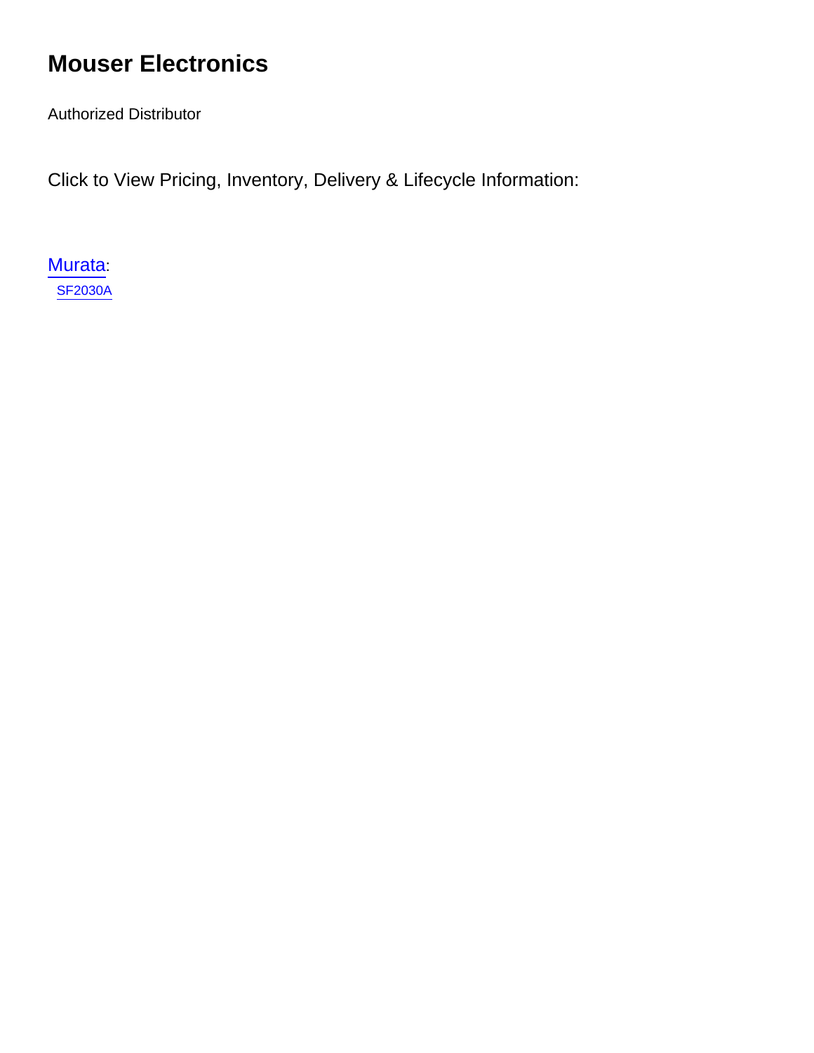# Mouser Electronics

Authorized Distributor

Click to View Pricing, Inventory, Delivery & Lifecycle Information:

Murata:

SF2030A